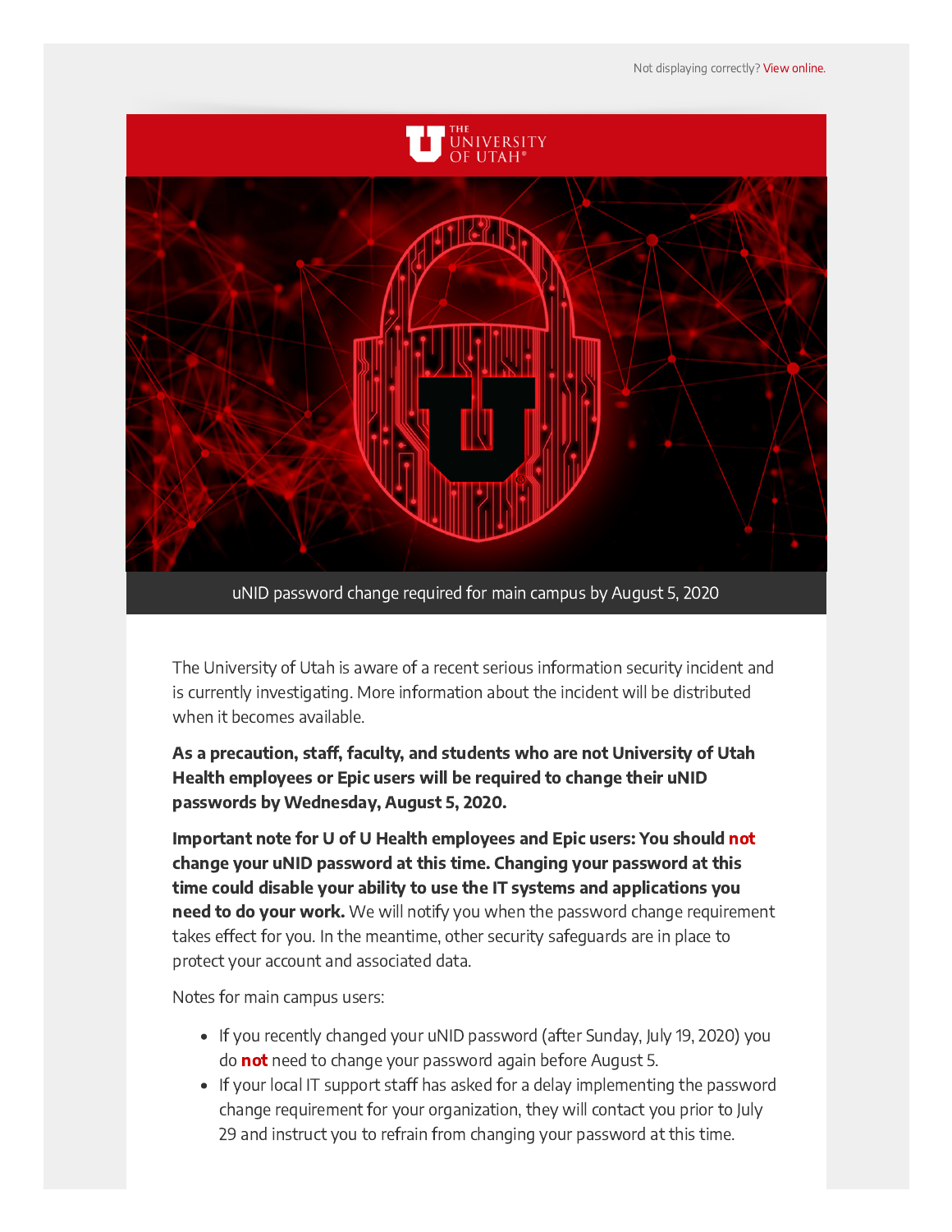Not displaying correctly? View online.

THE UNIVERSITY OF UTAH®

uNID password change required for main campus by August 5, 2020

The University of Utah is aware of a recent serious information security incident and is currently investigating. More information about the incident will be distributed when it becomes available.

**As a precaution, staff, faculty, and students who are not University of Utah Health employees or Epic users will be required to change their uNID passwords by Wednesday, August 5, 2020.**

**Important note for U of U Health employees and Epic users: You should not change your uNID password at this time. Changing your password at this time could disable your ability to use the IT systems and applications you need to do your work.** We will notify you when the password change requirement takes effect for you. In the meantime, other security safeguards are in place to protect your account and associated data.

Notes for main campus users:

- If you recently changed your uNID password (after Sunday, July 19, 2020) you do **not** need to change your password again before August 5.
- If your local IT support staff has asked for a delay implementing the password change requirement for your organization, they will contact you prior to July 29 and instruct you to refrain from changing your password at this time.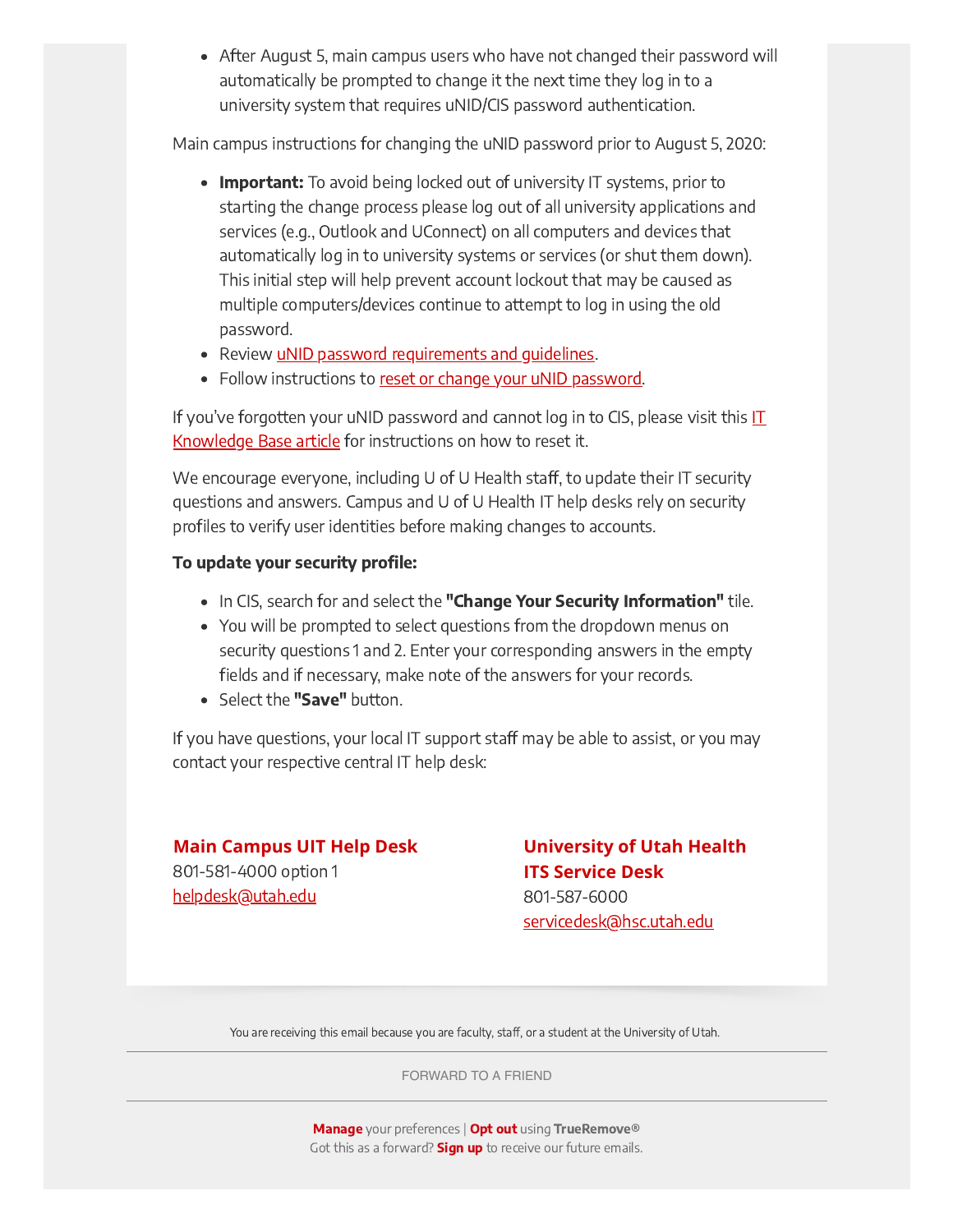- After August 5, main campus users who have not changed their password will automatically be prompted to change it the next time they log in to a university system that requires uNID/CIS password authentication.

Main campus instructions for changing the uNID password prior to August 5, 2020:

- **Important:** To avoid being locked out of university IT systems, prior to starting the change process please log out of all university applications and services (e.g., Outlook and UConnect) on all computers and devices that automatically log in to university systems or services (or shut them down). This initial step will help prevent account lockout that may be caused as multiple computers/devices continue to attempt to log in using the old password.
- Review uNID password requirements and guidelines.
- Follow instructions to reset or change your uNID password.

If you've forgotten your uNID password and cannot log in to CIS, please visit this IT Knowledge Base article for instructions on how to reset it.

We encourage everyone, including U of U Health staff, to update their IT security questions and answers. Campus and U of U Health IT help desks rely on security profiles to verify user identities before making changes to accounts.

**To update your security profile:**

- In CIS, search for and select the **"Change Your Security Information"** tile.
- You will be prompted to select questions from the dropdown menus on security questions 1 and 2. Enter your corresponding answers in the empty fields and if necessary, make note of the answers for your records.
- Select the **"Save"** button.

If you have questions, your local IT support staff may be able to assist, or you may contact your respective central IT help desk:

**Main Campus UIT Help Desk**
801-581-4000 option 1
helpdesk@utah.edu

**University of Utah Health ITS Service Desk**
801-587-6000
servicedesk@hsc.utah.edu

You are receiving this email because you are faculty, staff, or a student at the University of Utah.

FORWARD TO A FRIEND

**Manage** your preferences | **Opt out** using **TrueRemove®**
Got this as a forward? **Sign up** to receive our future emails.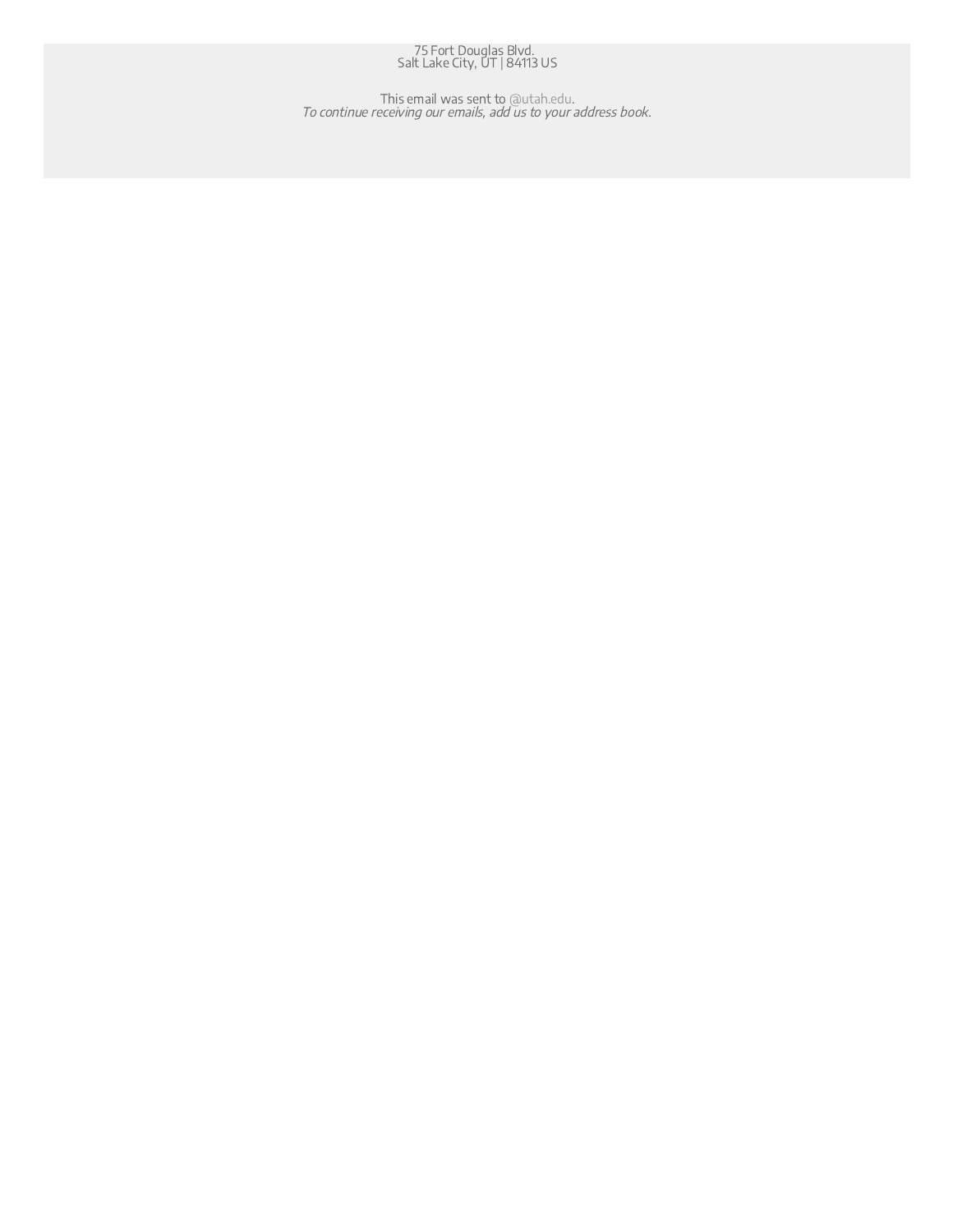75 Fort Douglas Blvd.
Salt Lake City, UT | 84113 US

This email was sent to @utah.edu.
*To continue receiving our emails, add us to your address book.*